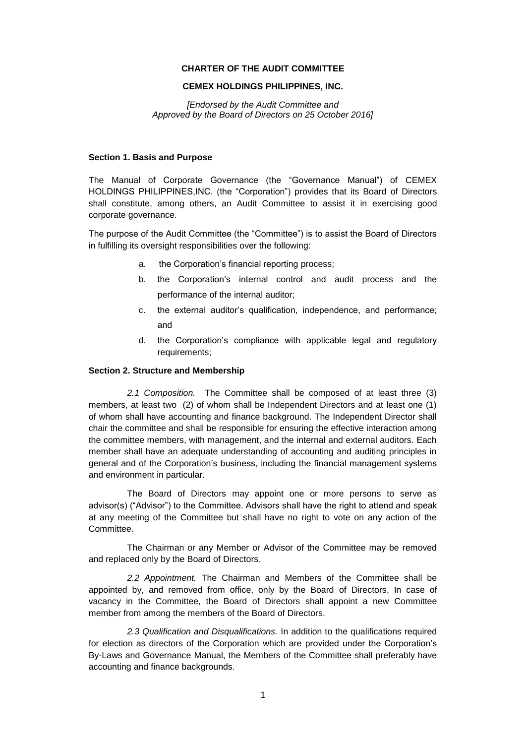# CHARTER OF THE AUDIT COMMITTEE

## CEMEX HOLDINGS PHILIPPINES, INC.

*[Endorsed by the Audit Committee and Approved by the Board of Directors on 25 October 2016]*

### Section 1. Basis and Purpose

The Manual of Corporate Governance (the "Governance Manual") of CEMEX HOLDINGS PHILIPPINES,INC. (the "Corporation") provides that its Board of Directors shall constitute, among others, an Audit Committee to assist it in exercising good corporate governance.

The purpose of the Audit Committee (the "Committee") is to assist the Board of Directors in fulfilling its oversight responsibilities over the following:

a. the Corporation's financial reporting process;

b. the Corporation's internal control and audit process and the performance of the internal auditor;

c. the external auditor's qualification, independence, and performance; and

d. the Corporation's compliance with applicable legal and regulatory requirements;

### Section 2. Structure and Membership

*2.1 Composition.* The Committee shall be composed of at least three (3) members, at least two (2) of whom shall be Independent Directors and at least one (1) of whom shall have accounting and finance background. The Independent Director shall chair the committee and shall be responsible for ensuring the effective interaction among the committee members, with management, and the internal and external auditors. Each member shall have an adequate understanding of accounting and auditing principles in general and of the Corporation's business, including the financial management systems and environment in particular.

The Board of Directors may appoint one or more persons to serve as advisor(s) ("Advisor") to the Committee. Advisors shall have the right to attend and speak at any meeting of the Committee but shall have no right to vote on any action of the Committee.

The Chairman or any Member or Advisor of the Committee may be removed and replaced only by the Board of Directors.

*2.2 Appointment.* The Chairman and Members of the Committee shall be appointed by, and removed from office, only by the Board of Directors, In case of vacancy in the Committee, the Board of Directors shall appoint a new Committee member from among the members of the Board of Directors.

*2.3 Qualification and Disqualifications.* In addition to the qualifications required for election as directors of the Corporation which are provided under the Corporation's By-Laws and Governance Manual, the Members of the Committee shall preferably have accounting and finance backgrounds.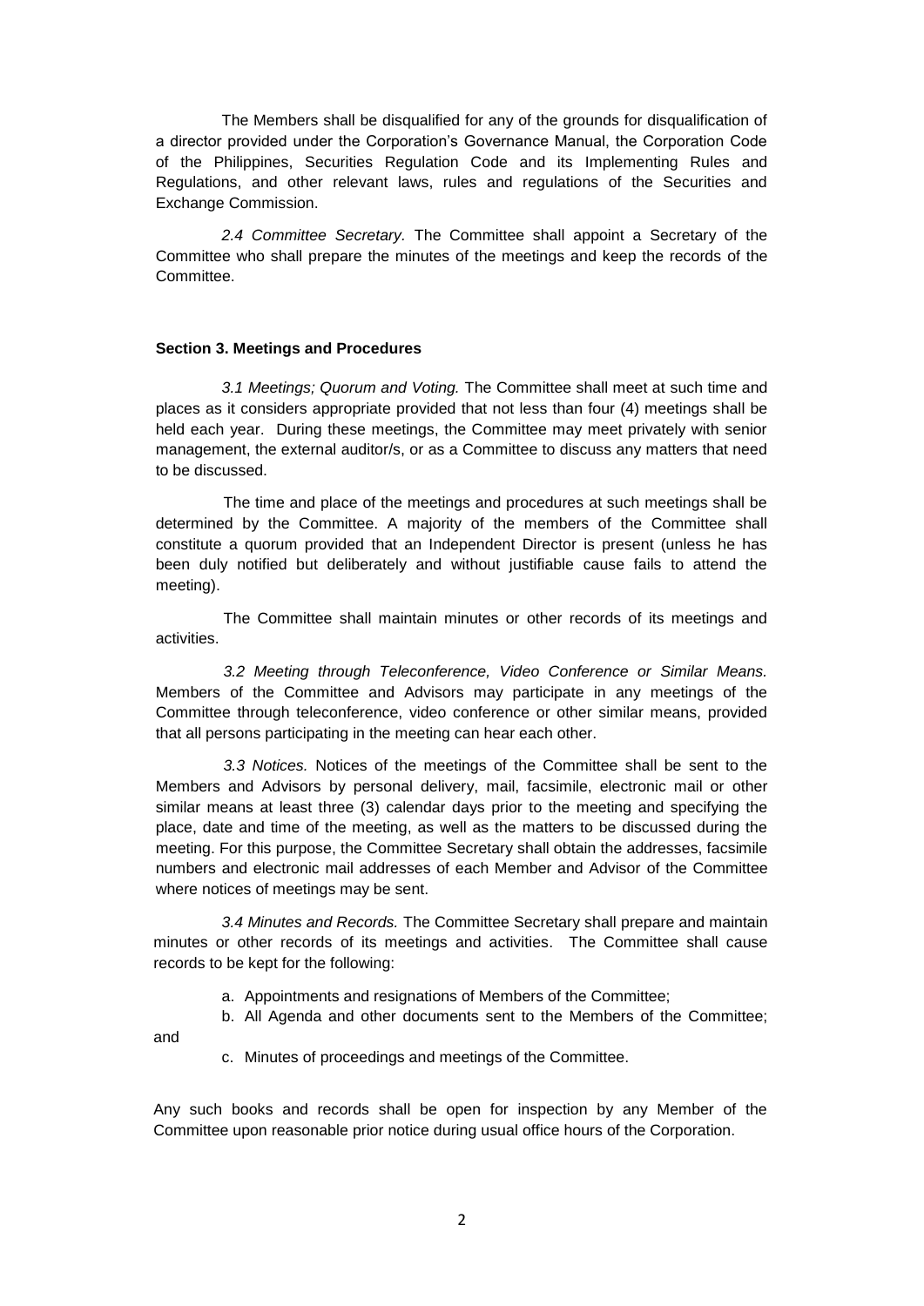The Members shall be disqualified for any of the grounds for disqualification of a director provided under the Corporation's Governance Manual, the Corporation Code of the Philippines, Securities Regulation Code and its Implementing Rules and Regulations, and other relevant laws, rules and regulations of the Securities and Exchange Commission.

*2.4 Committee Secretary.* The Committee shall appoint a Secretary of the Committee who shall prepare the minutes of the meetings and keep the records of the Committee.

**Section 3. Meetings and Procedures**

*3.1 Meetings; Quorum and Voting.* The Committee shall meet at such time and places as it considers appropriate provided that not less than four (4) meetings shall be held each year. During these meetings, the Committee may meet privately with senior management, the external auditor/s, or as a Committee to discuss any matters that need to be discussed.

The time and place of the meetings and procedures at such meetings shall be determined by the Committee. A majority of the members of the Committee shall constitute a quorum provided that an Independent Director is present (unless he has been duly notified but deliberately and without justifiable cause fails to attend the meeting).

The Committee shall maintain minutes or other records of its meetings and activities.

*3.2 Meeting through Teleconference, Video Conference or Similar Means.* Members of the Committee and Advisors may participate in any meetings of the Committee through teleconference, video conference or other similar means, provided that all persons participating in the meeting can hear each other.

*3.3 Notices.* Notices of the meetings of the Committee shall be sent to the Members and Advisors by personal delivery, mail, facsimile, electronic mail or other similar means at least three (3) calendar days prior to the meeting and specifying the place, date and time of the meeting, as well as the matters to be discussed during the meeting. For this purpose, the Committee Secretary shall obtain the addresses, facsimile numbers and electronic mail addresses of each Member and Advisor of the Committee where notices of meetings may be sent.

*3.4 Minutes and Records.* The Committee Secretary shall prepare and maintain minutes or other records of its meetings and activities. The Committee shall cause records to be kept for the following:

a. Appointments and resignations of Members of the Committee;
b. All Agenda and other documents sent to the Members of the Committee; and
c. Minutes of proceedings and meetings of the Committee.

Any such books and records shall be open for inspection by any Member of the Committee upon reasonable prior notice during usual office hours of the Corporation.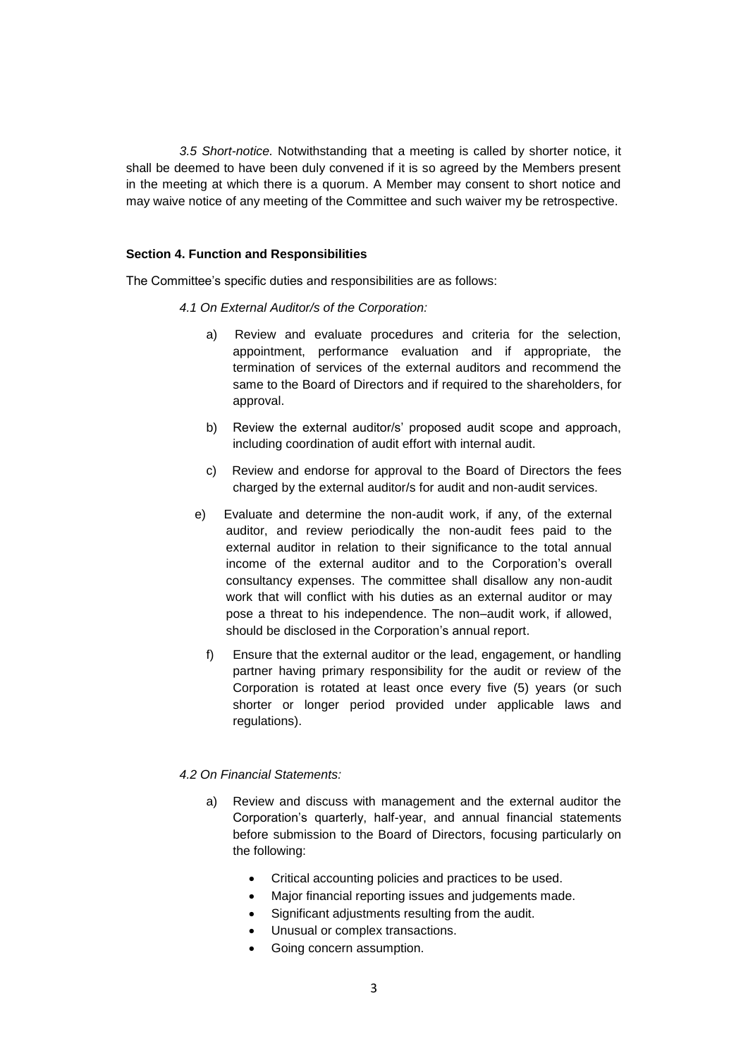*3.5 Short-notice.* Notwithstanding that a meeting is called by shorter notice, it shall be deemed to have been duly convened if it is so agreed by the Members present in the meeting at which there is a quorum. A Member may consent to short notice and may waive notice of any meeting of the Committee and such waiver my be retrospective.

**Section 4. Function and Responsibilities**

The Committee's specific duties and responsibilities are as follows:

*4.1 On External Auditor/s of the Corporation:*

a) Review and evaluate procedures and criteria for the selection, appointment, performance evaluation and if appropriate, the termination of services of the external auditors and recommend the same to the Board of Directors and if required to the shareholders, for approval.

b) Review the external auditor/s' proposed audit scope and approach, including coordination of audit effort with internal audit.

c) Review and endorse for approval to the Board of Directors the fees charged by the external auditor/s for audit and non-audit services.

e) Evaluate and determine the non-audit work, if any, of the external auditor, and review periodically the non-audit fees paid to the external auditor in relation to their significance to the total annual income of the external auditor and to the Corporation's overall consultancy expenses. The committee shall disallow any non-audit work that will conflict with his duties as an external auditor or may pose a threat to his independence. The non–audit work, if allowed, should be disclosed in the Corporation's annual report.

f) Ensure that the external auditor or the lead, engagement, or handling partner having primary responsibility for the audit or review of the Corporation is rotated at least once every five (5) years (or such shorter or longer period provided under applicable laws and regulations).

*4.2 On Financial Statements:*

a) Review and discuss with management and the external auditor the Corporation's quarterly, half-year, and annual financial statements before submission to the Board of Directors, focusing particularly on the following:

- Critical accounting policies and practices to be used.
- Major financial reporting issues and judgements made.
- Significant adjustments resulting from the audit.
- Unusual or complex transactions.
- Going concern assumption.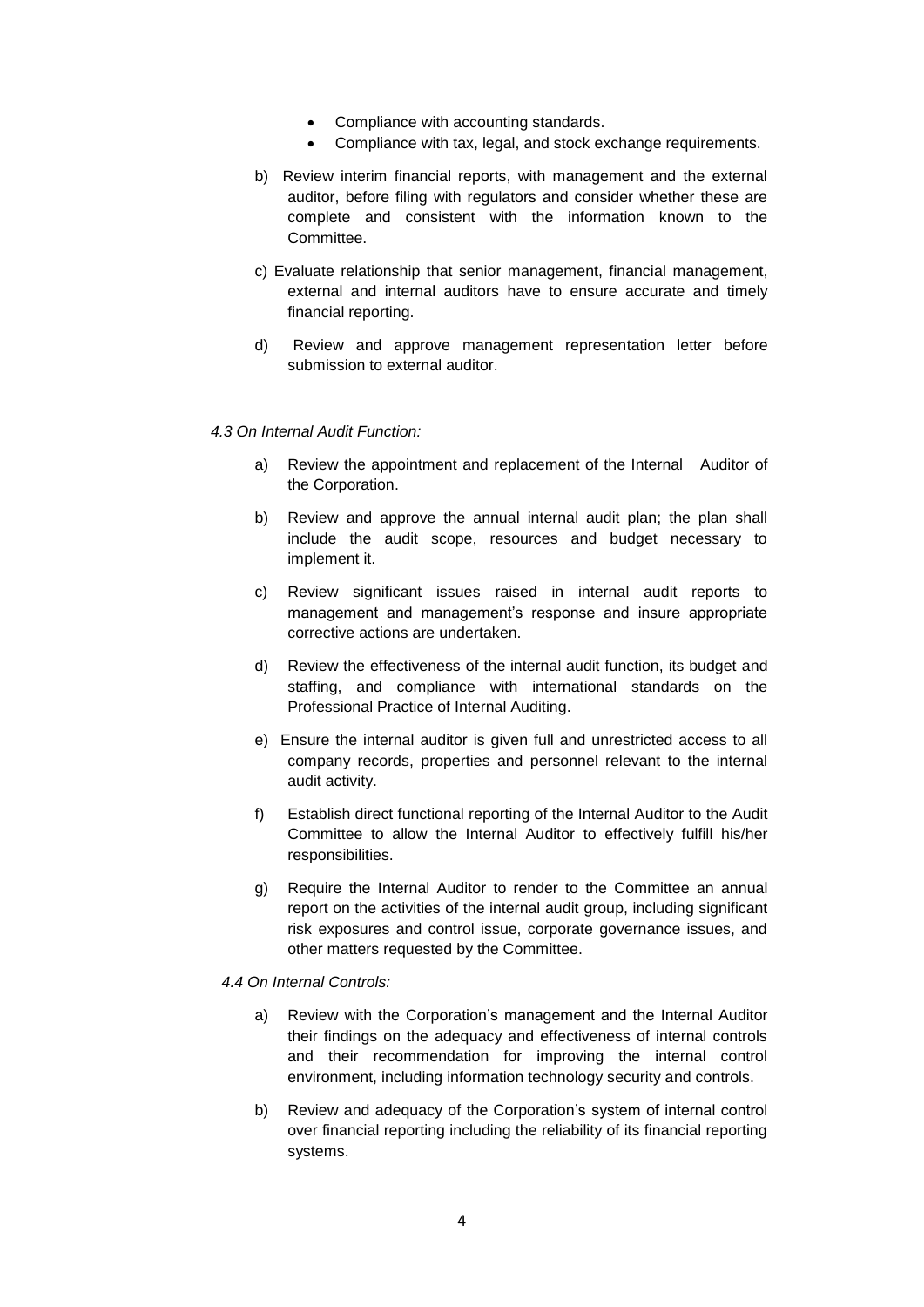- Compliance with accounting standards.
- Compliance with tax, legal, and stock exchange requirements.

b) Review interim financial reports, with management and the external auditor, before filing with regulators and consider whether these are complete and consistent with the information known to the Committee.

c) Evaluate relationship that senior management, financial management, external and internal auditors have to ensure accurate and timely financial reporting.

d) Review and approve management representation letter before submission to external auditor.

*4.3 On Internal Audit Function:*

a) Review the appointment and replacement of the Internal Auditor of the Corporation.

b) Review and approve the annual internal audit plan; the plan shall include the audit scope, resources and budget necessary to implement it.

c) Review significant issues raised in internal audit reports to management and management's response and insure appropriate corrective actions are undertaken.

d) Review the effectiveness of the internal audit function, its budget and staffing, and compliance with international standards on the Professional Practice of Internal Auditing.

e) Ensure the internal auditor is given full and unrestricted access to all company records, properties and personnel relevant to the internal audit activity.

f) Establish direct functional reporting of the Internal Auditor to the Audit Committee to allow the Internal Auditor to effectively fulfill his/her responsibilities.

g) Require the Internal Auditor to render to the Committee an annual report on the activities of the internal audit group, including significant risk exposures and control issue, corporate governance issues, and other matters requested by the Committee.

*4.4 On Internal Controls:*

a) Review with the Corporation's management and the Internal Auditor their findings on the adequacy and effectiveness of internal controls and their recommendation for improving the internal control environment, including information technology security and controls.

b) Review and adequacy of the Corporation's system of internal control over financial reporting including the reliability of its financial reporting systems.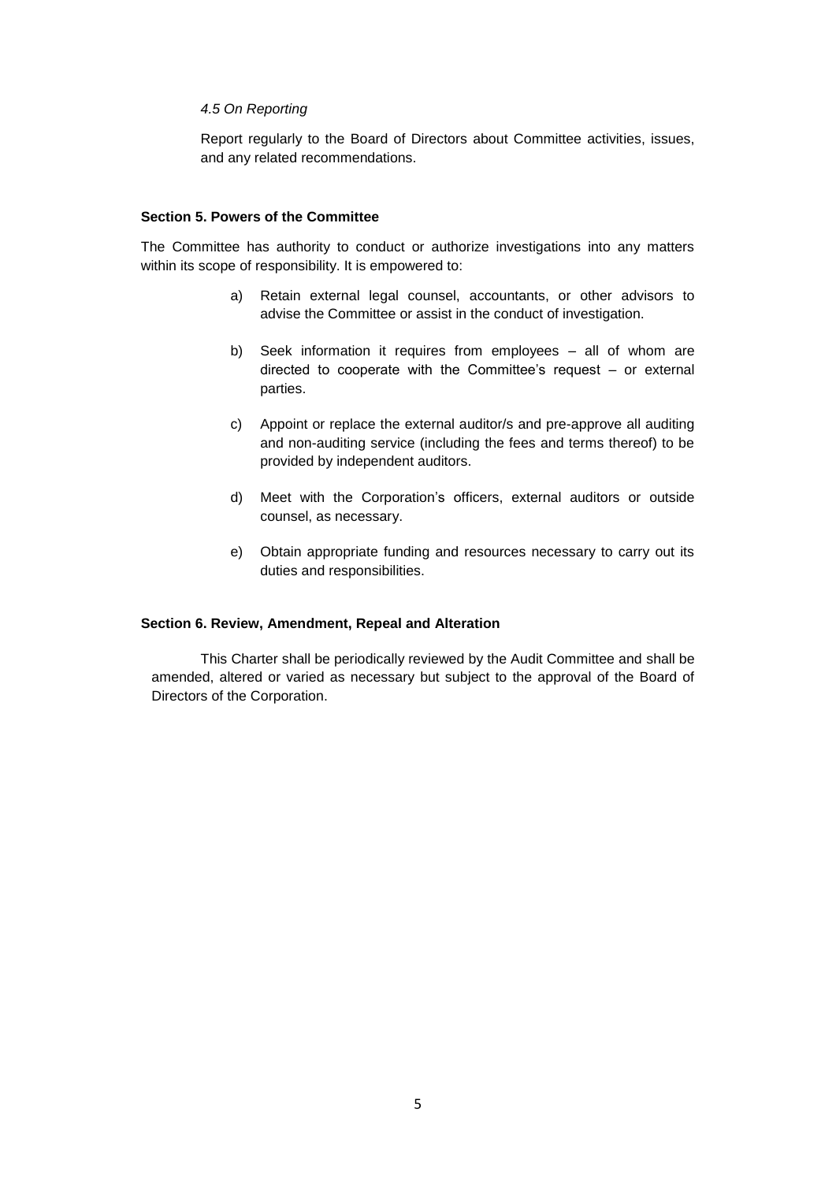*4.5 On Reporting*

Report regularly to the Board of Directors about Committee activities, issues, and any related recommendations.

**Section 5. Powers of the Committee**

The Committee has authority to conduct or authorize investigations into any matters within its scope of responsibility. It is empowered to:

a) Retain external legal counsel, accountants, or other advisors to advise the Committee or assist in the conduct of investigation.

b) Seek information it requires from employees – all of whom are directed to cooperate with the Committee's request – or external parties.

c) Appoint or replace the external auditor/s and pre-approve all auditing and non-auditing service (including the fees and terms thereof) to be provided by independent auditors.

d) Meet with the Corporation's officers, external auditors or outside counsel, as necessary.

e) Obtain appropriate funding and resources necessary to carry out its duties and responsibilities.

**Section 6. Review, Amendment, Repeal and Alteration**

This Charter shall be periodically reviewed by the Audit Committee and shall be amended, altered or varied as necessary but subject to the approval of the Board of Directors of the Corporation.